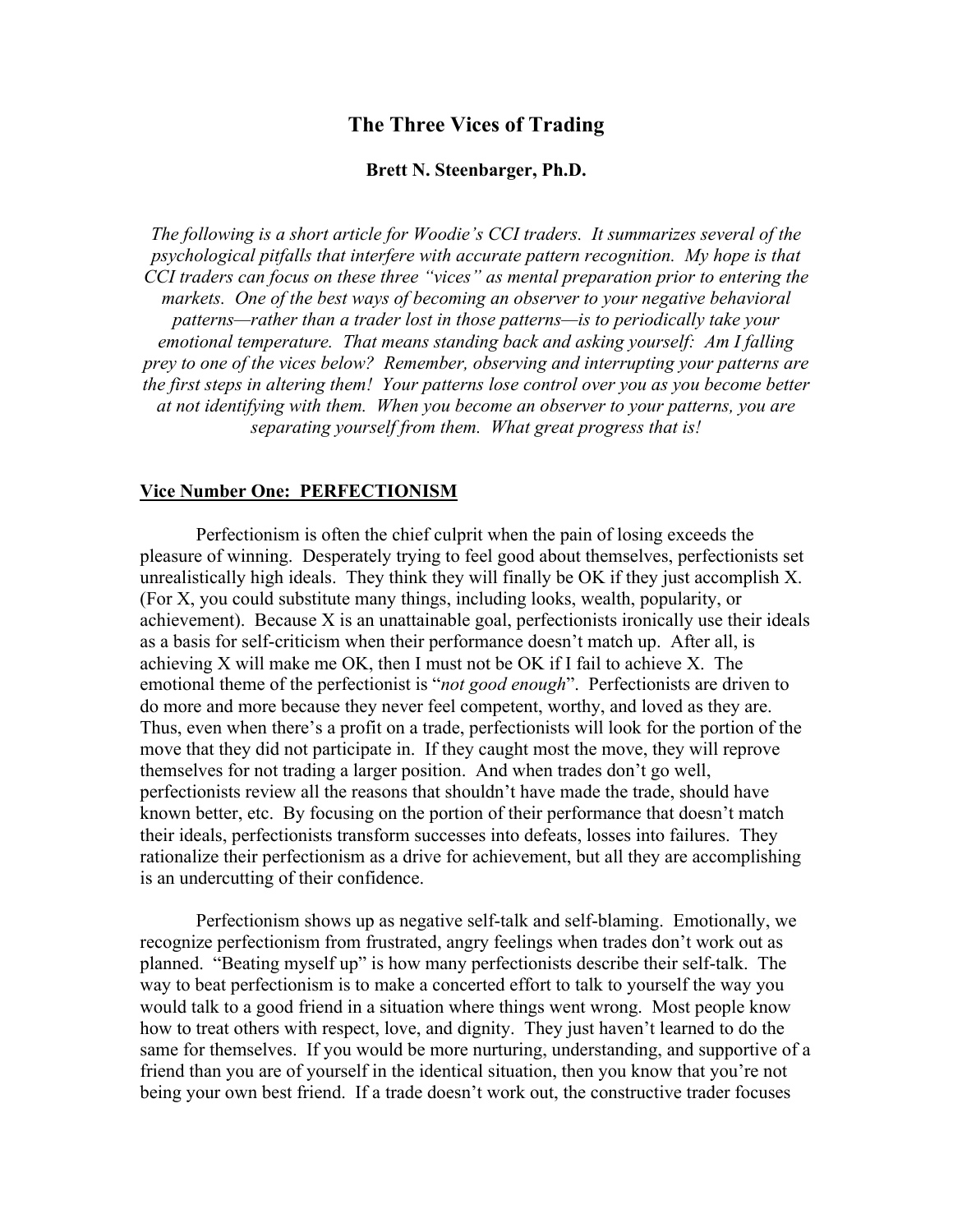# The Three Vices of Trading

**Brett N. Steenbarger, Ph.D.**

*The following is a short article for Woodie's CCI traders. It summarizes several of the psychological pitfalls that interfere with accurate pattern recognition. My hope is that CCI traders can focus on these three "vices" as mental preparation prior to entering the markets. One of the best ways of becoming an observer to your negative behavioral patterns—rather than a trader lost in those patterns—is to periodically take your emotional temperature. That means standing back and asking yourself: Am I falling prey to one of the vices below? Remember, observing and interrupting your patterns are the first steps in altering them! Your patterns lose control over you as you become better at not identifying with them. When you become an observer to your patterns, you are separating yourself from them. What great progress that is!*

## Vice Number One: PERFECTIONISM

Perfectionism is often the chief culprit when the pain of losing exceeds the pleasure of winning. Desperately trying to feel good about themselves, perfectionists set unrealistically high ideals. They think they will finally be OK if they just accomplish X. (For X, you could substitute many things, including looks, wealth, popularity, or achievement). Because X is an unattainable goal, perfectionists ironically use their ideals as a basis for self-criticism when their performance doesn't match up. After all, is achieving X will make me OK, then I must not be OK if I fail to achieve X. The emotional theme of the perfectionist is "*not good enough*". Perfectionists are driven to do more and more because they never feel competent, worthy, and loved as they are. Thus, even when there's a profit on a trade, perfectionists will look for the portion of the move that they did not participate in. If they caught most the move, they will reprove themselves for not trading a larger position. And when trades don't go well, perfectionists review all the reasons that shouldn't have made the trade, should have known better, etc. By focusing on the portion of their performance that doesn't match their ideals, perfectionists transform successes into defeats, losses into failures. They rationalize their perfectionism as a drive for achievement, but all they are accomplishing is an undercutting of their confidence.

Perfectionism shows up as negative self-talk and self-blaming. Emotionally, we recognize perfectionism from frustrated, angry feelings when trades don't work out as planned. "Beating myself up" is how many perfectionists describe their self-talk. The way to beat perfectionism is to make a concerted effort to talk to yourself the way you would talk to a good friend in a situation where things went wrong. Most people know how to treat others with respect, love, and dignity. They just haven't learned to do the same for themselves. If you would be more nurturing, understanding, and supportive of a friend than you are of yourself in the identical situation, then you know that you're not being your own best friend. If a trade doesn't work out, the constructive trader focuses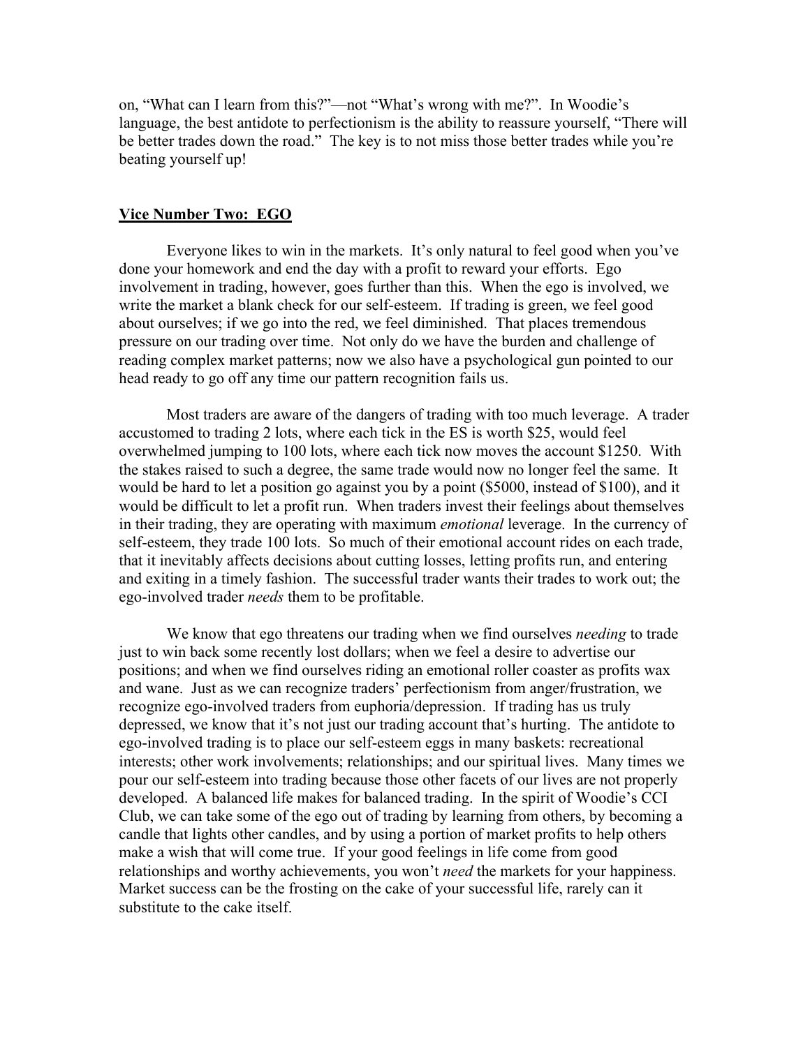on, "What can I learn from this?"—not "What's wrong with me?". In Woodie's language, the best antidote to perfectionism is the ability to reassure yourself, "There will be better trades down the road." The key is to not miss those better trades while you're beating yourself up!

## Vice Number Two: EGO

Everyone likes to win in the markets. It's only natural to feel good when you've done your homework and end the day with a profit to reward your efforts. Ego involvement in trading, however, goes further than this. When the ego is involved, we write the market a blank check for our self-esteem. If trading is green, we feel good about ourselves; if we go into the red, we feel diminished. That places tremendous pressure on our trading over time. Not only do we have the burden and challenge of reading complex market patterns; now we also have a psychological gun pointed to our head ready to go off any time our pattern recognition fails us.

Most traders are aware of the dangers of trading with too much leverage. A trader accustomed to trading 2 lots, where each tick in the ES is worth $25, would feel overwhelmed jumping to 100 lots, where each tick now moves the account $1250. With the stakes raised to such a degree, the same trade would now no longer feel the same. It would be hard to let a position go against you by a point ($5000, instead of $100), and it would be difficult to let a profit run. When traders invest their feelings about themselves in their trading, they are operating with maximum *emotional* leverage. In the currency of self-esteem, they trade 100 lots. So much of their emotional account rides on each trade, that it inevitably affects decisions about cutting losses, letting profits run, and entering and exiting in a timely fashion. The successful trader wants their trades to work out; the ego-involved trader *needs* them to be profitable.

We know that ego threatens our trading when we find ourselves *needing* to trade just to win back some recently lost dollars; when we feel a desire to advertise our positions; and when we find ourselves riding an emotional roller coaster as profits wax and wane. Just as we can recognize traders' perfectionism from anger/frustration, we recognize ego-involved traders from euphoria/depression. If trading has us truly depressed, we know that it's not just our trading account that's hurting. The antidote to ego-involved trading is to place our self-esteem eggs in many baskets: recreational interests; other work involvements; relationships; and our spiritual lives. Many times we pour our self-esteem into trading because those other facets of our lives are not properly developed. A balanced life makes for balanced trading. In the spirit of Woodie's CCI Club, we can take some of the ego out of trading by learning from others, by becoming a candle that lights other candles, and by using a portion of market profits to help others make a wish that will come true. If your good feelings in life come from good relationships and worthy achievements, you won't *need* the markets for your happiness. Market success can be the frosting on the cake of your successful life, rarely can it substitute to the cake itself.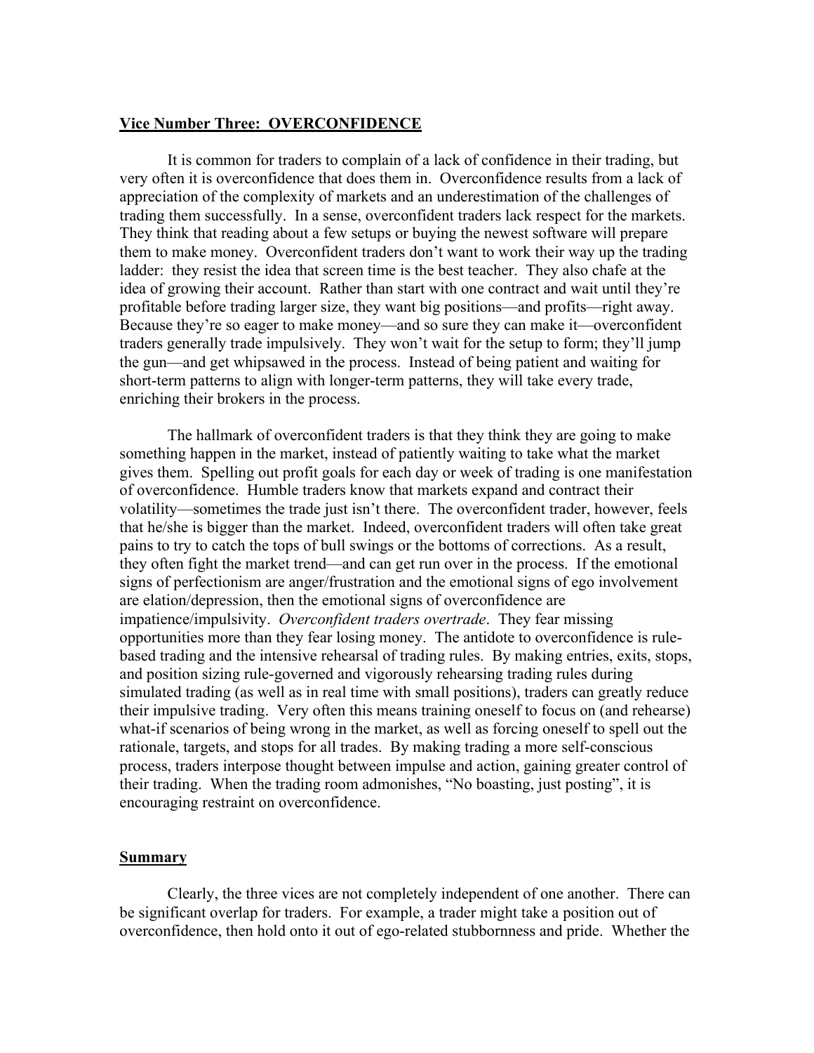## Vice Number Three: OVERCONFIDENCE

It is common for traders to complain of a lack of confidence in their trading, but very often it is overconfidence that does them in. Overconfidence results from a lack of appreciation of the complexity of markets and an underestimation of the challenges of trading them successfully. In a sense, overconfident traders lack respect for the markets. They think that reading about a few setups or buying the newest software will prepare them to make money. Overconfident traders don't want to work their way up the trading ladder: they resist the idea that screen time is the best teacher. They also chafe at the idea of growing their account. Rather than start with one contract and wait until they're profitable before trading larger size, they want big positions—and profits—right away. Because they're so eager to make money—and so sure they can make it—overconfident traders generally trade impulsively. They won't wait for the setup to form; they'll jump the gun—and get whipsawed in the process. Instead of being patient and waiting for short-term patterns to align with longer-term patterns, they will take every trade, enriching their brokers in the process.

The hallmark of overconfident traders is that they think they are going to make something happen in the market, instead of patiently waiting to take what the market gives them. Spelling out profit goals for each day or week of trading is one manifestation of overconfidence. Humble traders know that markets expand and contract their volatility—sometimes the trade just isn't there. The overconfident trader, however, feels that he/she is bigger than the market. Indeed, overconfident traders will often take great pains to try to catch the tops of bull swings or the bottoms of corrections. As a result, they often fight the market trend—and can get run over in the process. If the emotional signs of perfectionism are anger/frustration and the emotional signs of ego involvement are elation/depression, then the emotional signs of overconfidence are impatience/impulsivity. *Overconfident traders overtrade*. They fear missing opportunities more than they fear losing money. The antidote to overconfidence is rule-based trading and the intensive rehearsal of trading rules. By making entries, exits, stops, and position sizing rule-governed and vigorously rehearsing trading rules during simulated trading (as well as in real time with small positions), traders can greatly reduce their impulsive trading. Very often this means training oneself to focus on (and rehearse) what-if scenarios of being wrong in the market, as well as forcing oneself to spell out the rationale, targets, and stops for all trades. By making trading a more self-conscious process, traders interpose thought between impulse and action, gaining greater control of their trading. When the trading room admonishes, "No boasting, just posting", it is encouraging restraint on overconfidence.

## Summary

Clearly, the three vices are not completely independent of one another. There can be significant overlap for traders. For example, a trader might take a position out of overconfidence, then hold onto it out of ego-related stubbornness and pride. Whether the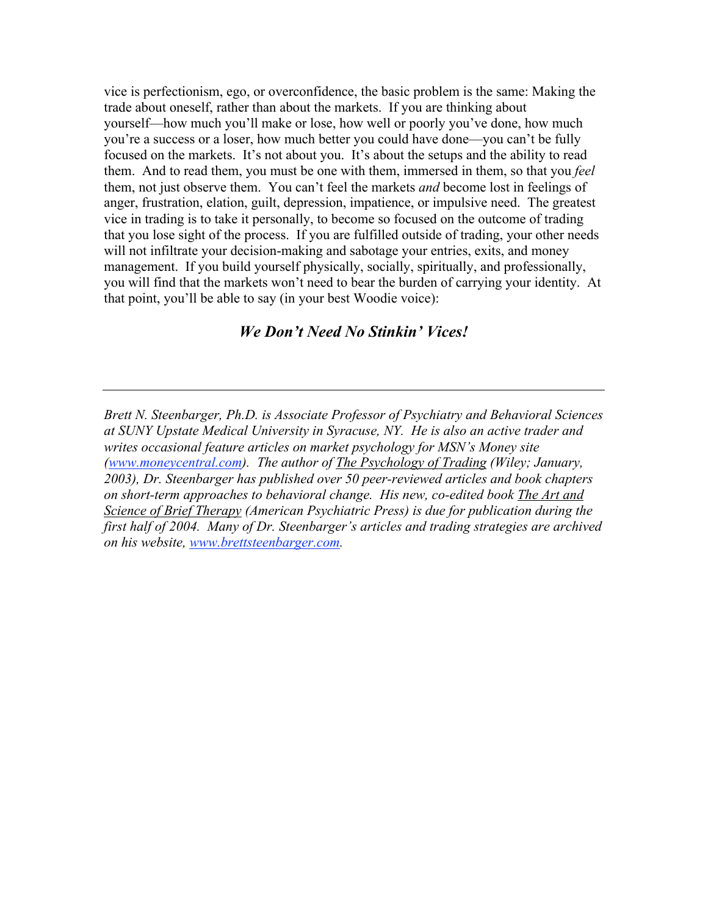vice is perfectionism, ego, or overconfidence, the basic problem is the same: Making the trade about oneself, rather than about the markets. If you are thinking about yourself—how much you'll make or lose, how well or poorly you've done, how much you're a success or a loser, how much better you could have done—you can't be fully focused on the markets. It's not about you. It's about the setups and the ability to read them. And to read them, you must be one with them, immersed in them, so that you *feel* them, not just observe them. You can't feel the markets *and* become lost in feelings of anger, frustration, elation, guilt, depression, impatience, or impulsive need. The greatest vice in trading is to take it personally, to become so focused on the outcome of trading that you lose sight of the process. If you are fulfilled outside of trading, your other needs will not infiltrate your decision-making and sabotage your entries, exits, and money management. If you build yourself physically, socially, spiritually, and professionally, you will find that the markets won't need to bear the burden of carrying your identity. At that point, you'll be able to say (in your best Woodie voice):

***We Don't Need No Stinkin' Vices!***

---

*Brett N. Steenbarger, Ph.D. is Associate Professor of Psychiatry and Behavioral Sciences at SUNY Upstate Medical University in Syracuse, NY. He is also an active trader and writes occasional feature articles on market psychology for MSN's Money site (www.moneycentral.com). The author of The Psychology of Trading (Wiley; January, 2003), Dr. Steenbarger has published over 50 peer-reviewed articles and book chapters on short-term approaches to behavioral change. His new, co-edited book The Art and Science of Brief Therapy (American Psychiatric Press) is due for publication during the first half of 2004. Many of Dr. Steenbarger's articles and trading strategies are archived on his website, www.brettsteenbarger.com.*